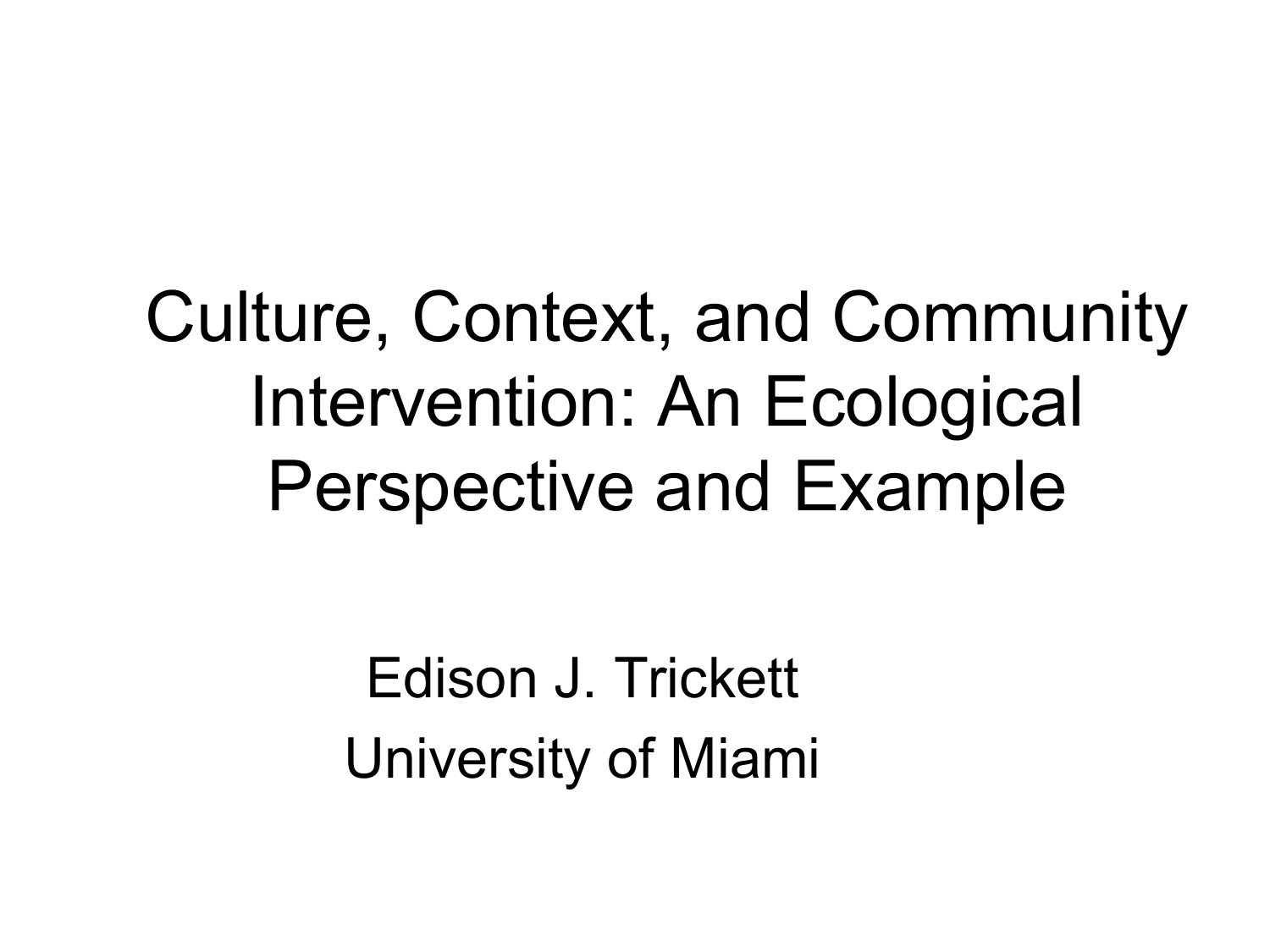# Culture, Context, and Community Intervention: An Ecological Perspective and Example

Edison J. Trickett

University of Miami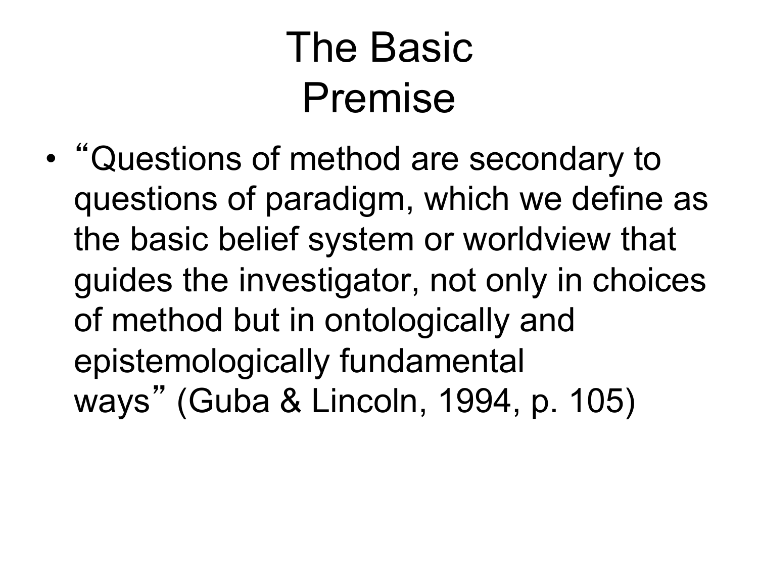# The Basic Premise

- "Questions of method are secondary to questions of paradigm, which we define as the basic belief system or worldview that guides the investigator, not only in choices of method but in ontologically and epistemologically fundamental ways" (Guba & Lincoln, 1994, p. 105)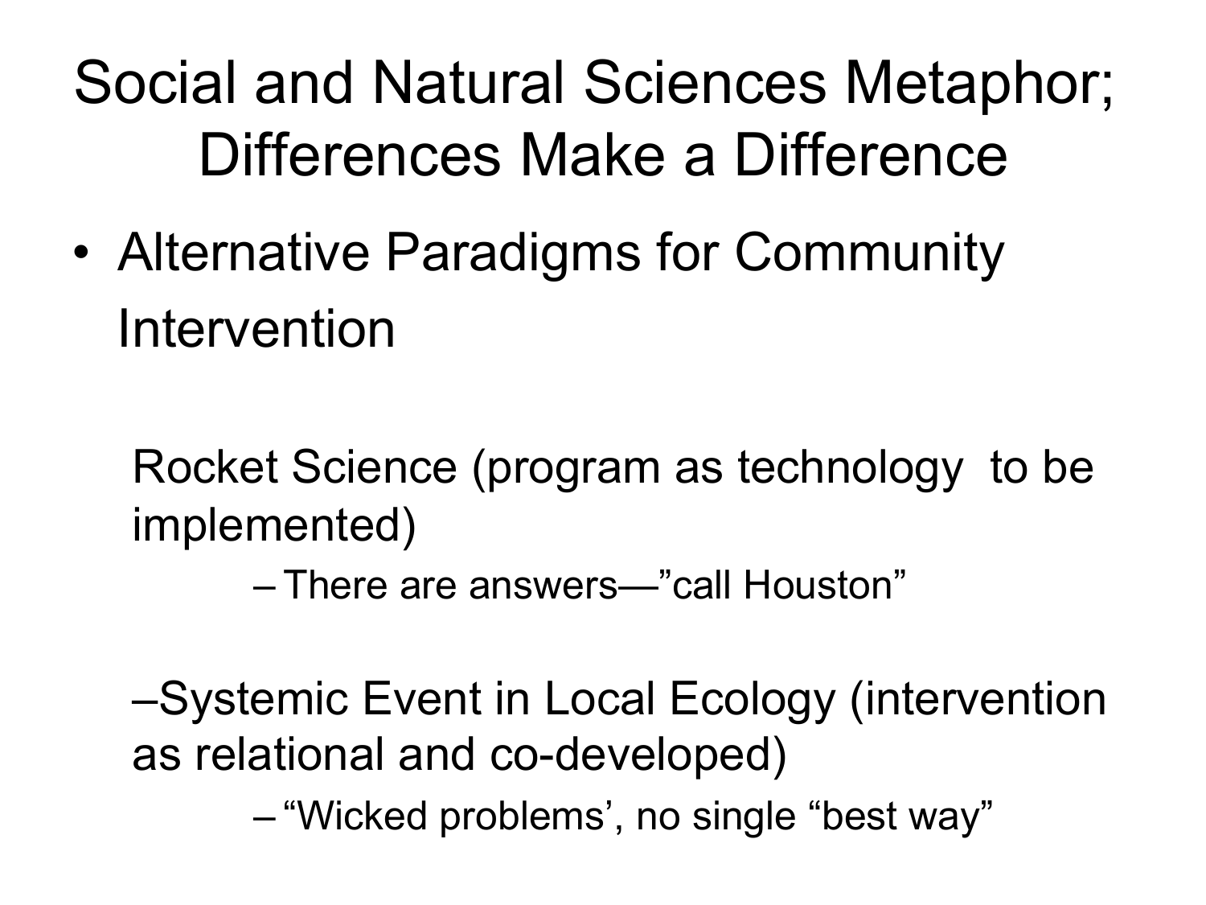# Social and Natural Sciences Metaphor; Differences Make a Difference

- Alternative Paradigms for Community Intervention

  Rocket Science (program as technology to be implemented)

  - There are answers—"call Houston"

  –Systemic Event in Local Ecology (intervention as relational and co-developed)

  - "Wicked problems', no single "best way"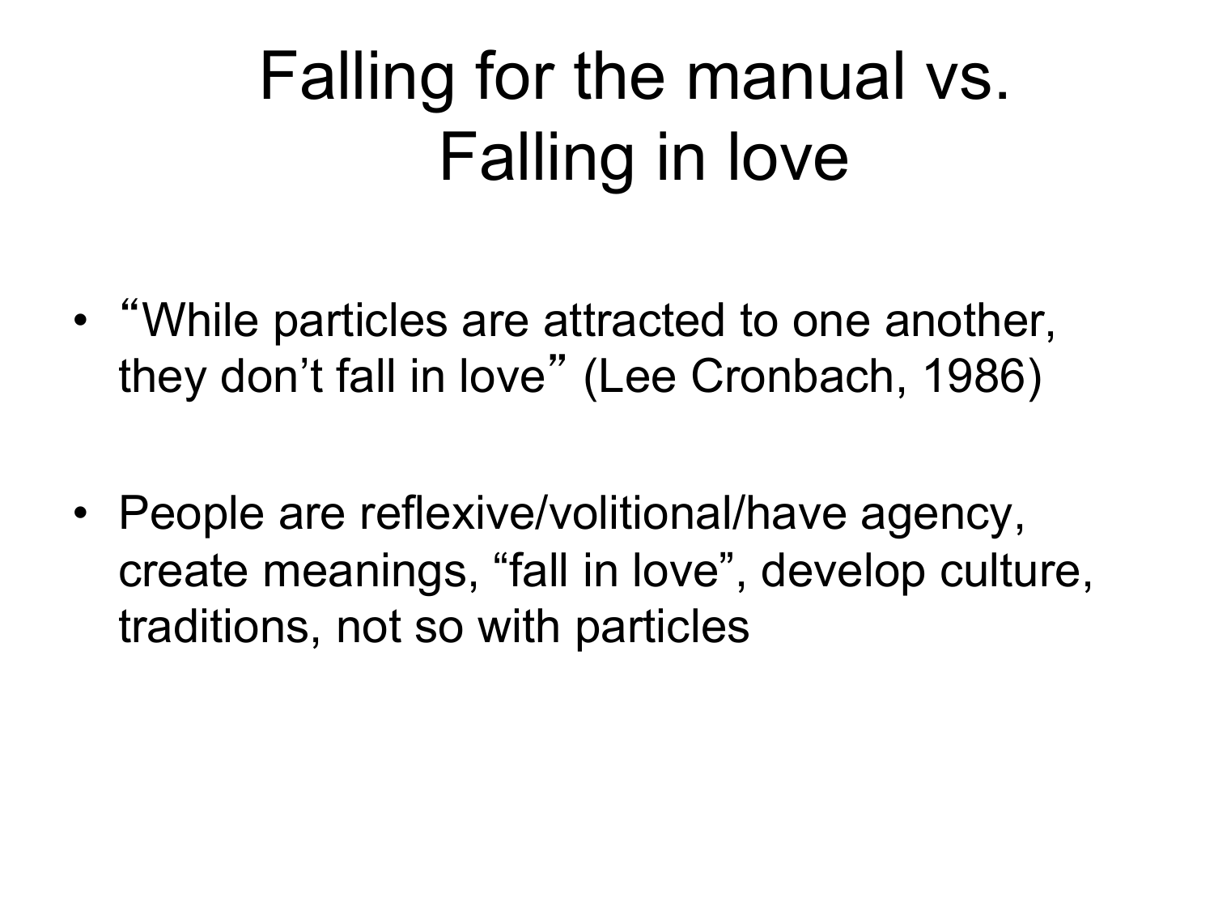# Falling for the manual vs. Falling in love

- "While particles are attracted to one another, they don't fall in love" (Lee Cronbach, 1986)

- People are reflexive/volitional/have agency, create meanings, "fall in love", develop culture, traditions, not so with particles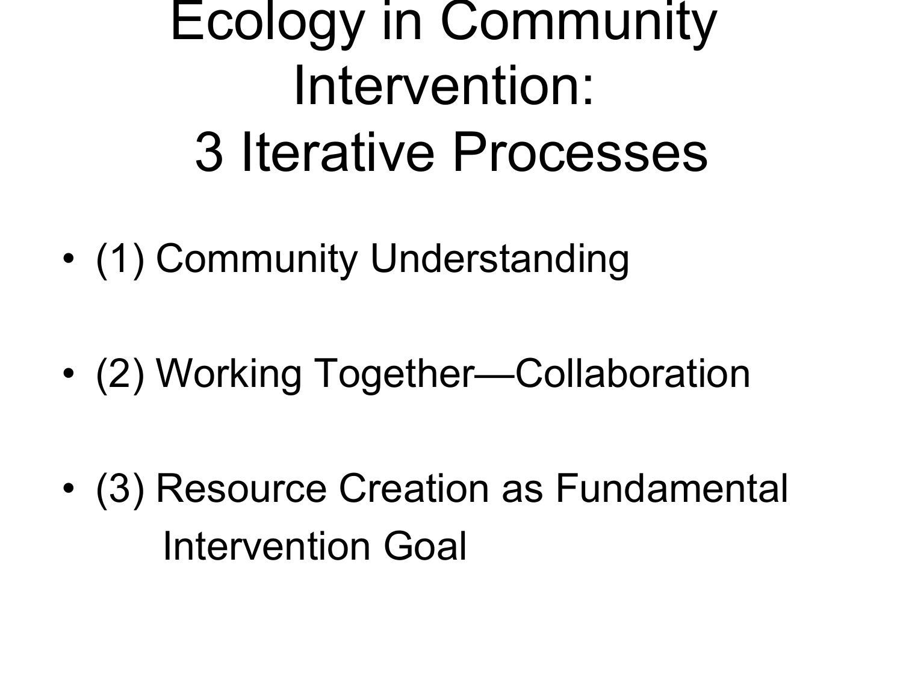# Ecology in Community Intervention: 3 Iterative Processes

- (1) Community Understanding
- (2) Working Together—Collaboration
- (3) Resource Creation as Fundamental Intervention Goal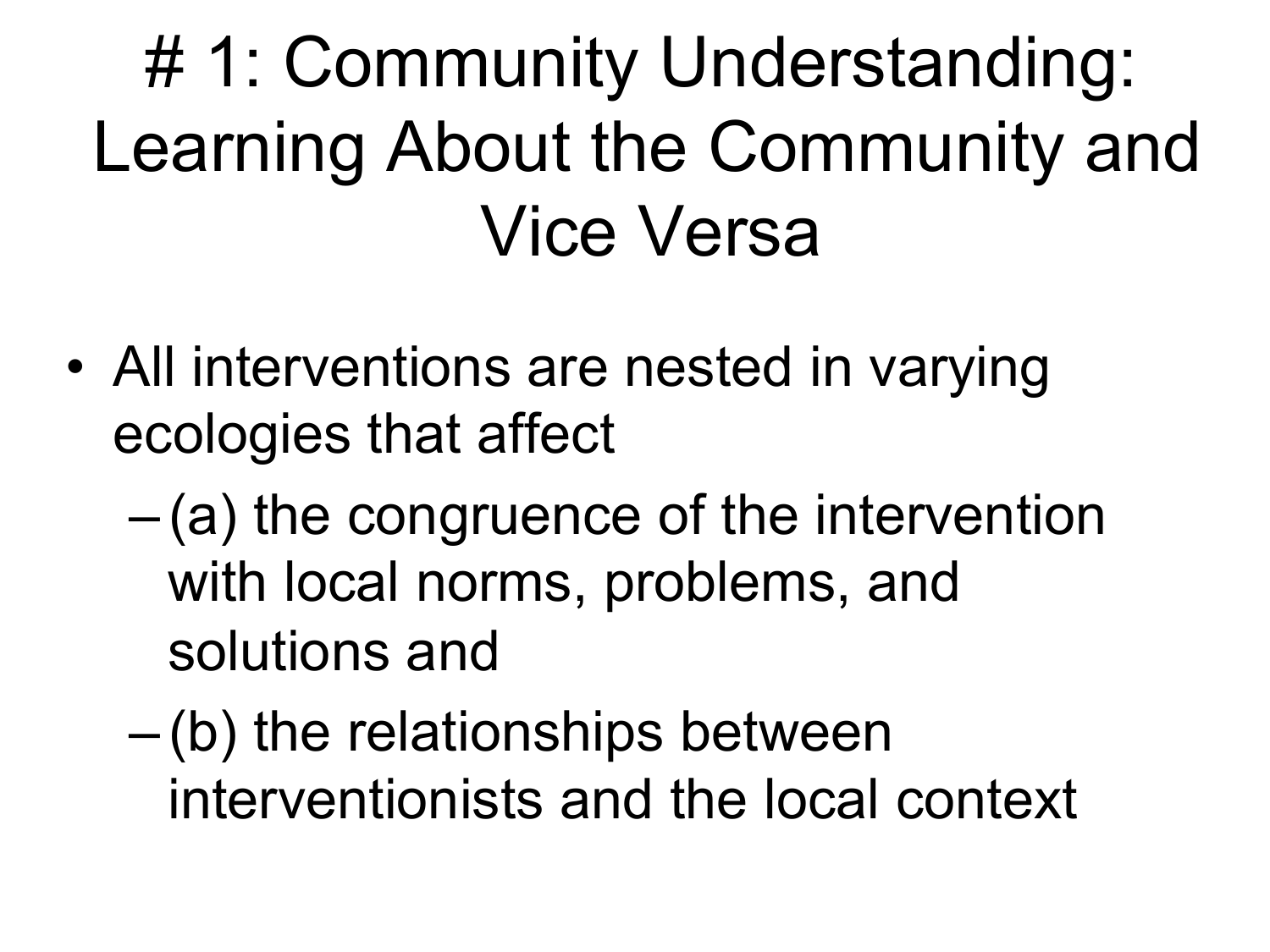# # 1: Community Understanding: Learning About the Community and Vice Versa

- All interventions are nested in varying ecologies that affect
  - (a) the congruence of the intervention with local norms, problems, and solutions and
  - (b) the relationships between interventionists and the local context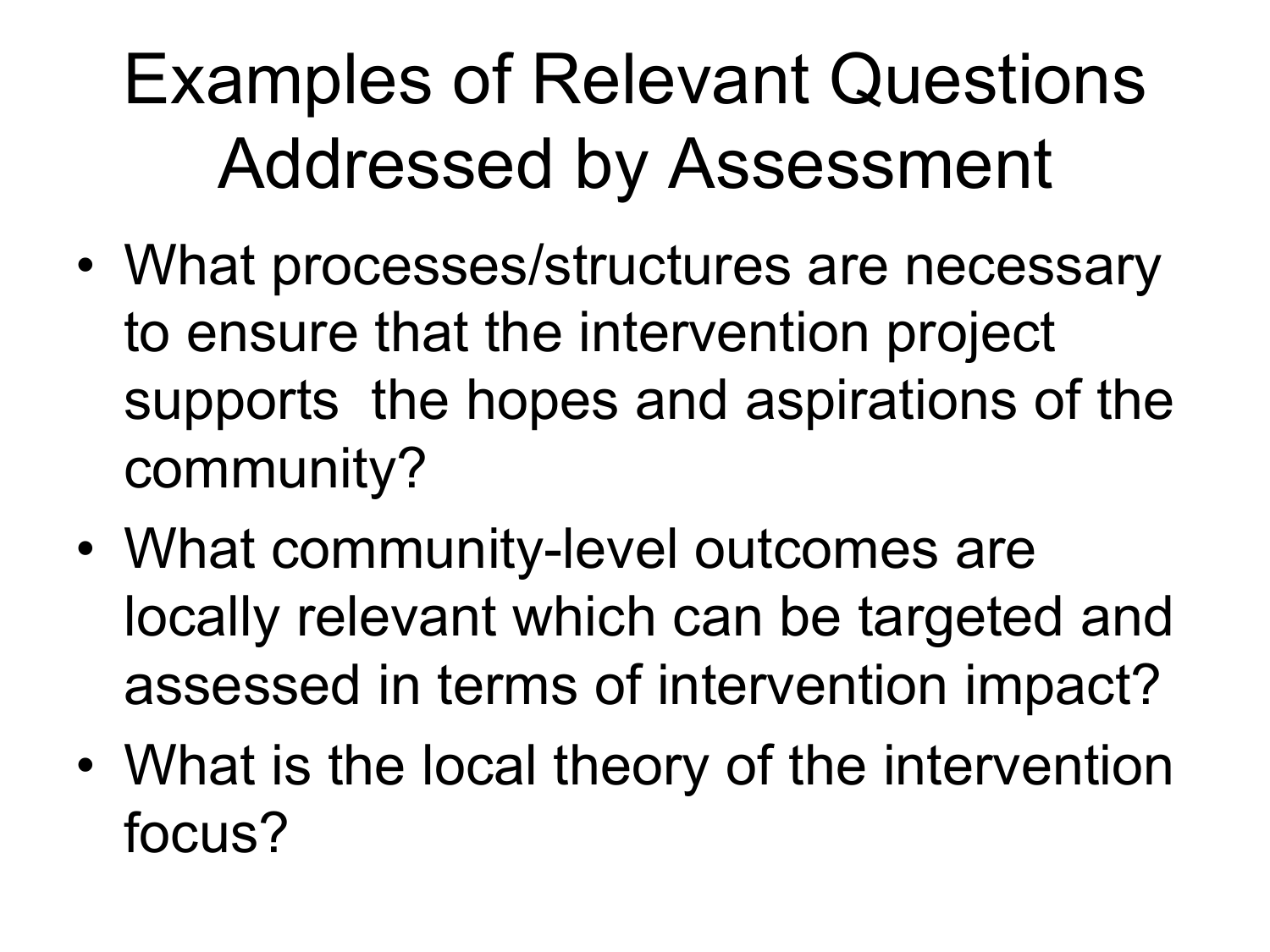# Examples of Relevant Questions Addressed by Assessment

- What processes/structures are necessary to ensure that the intervention project supports the hopes and aspirations of the community?
- What community-level outcomes are locally relevant which can be targeted and assessed in terms of intervention impact?
- What is the local theory of the intervention focus?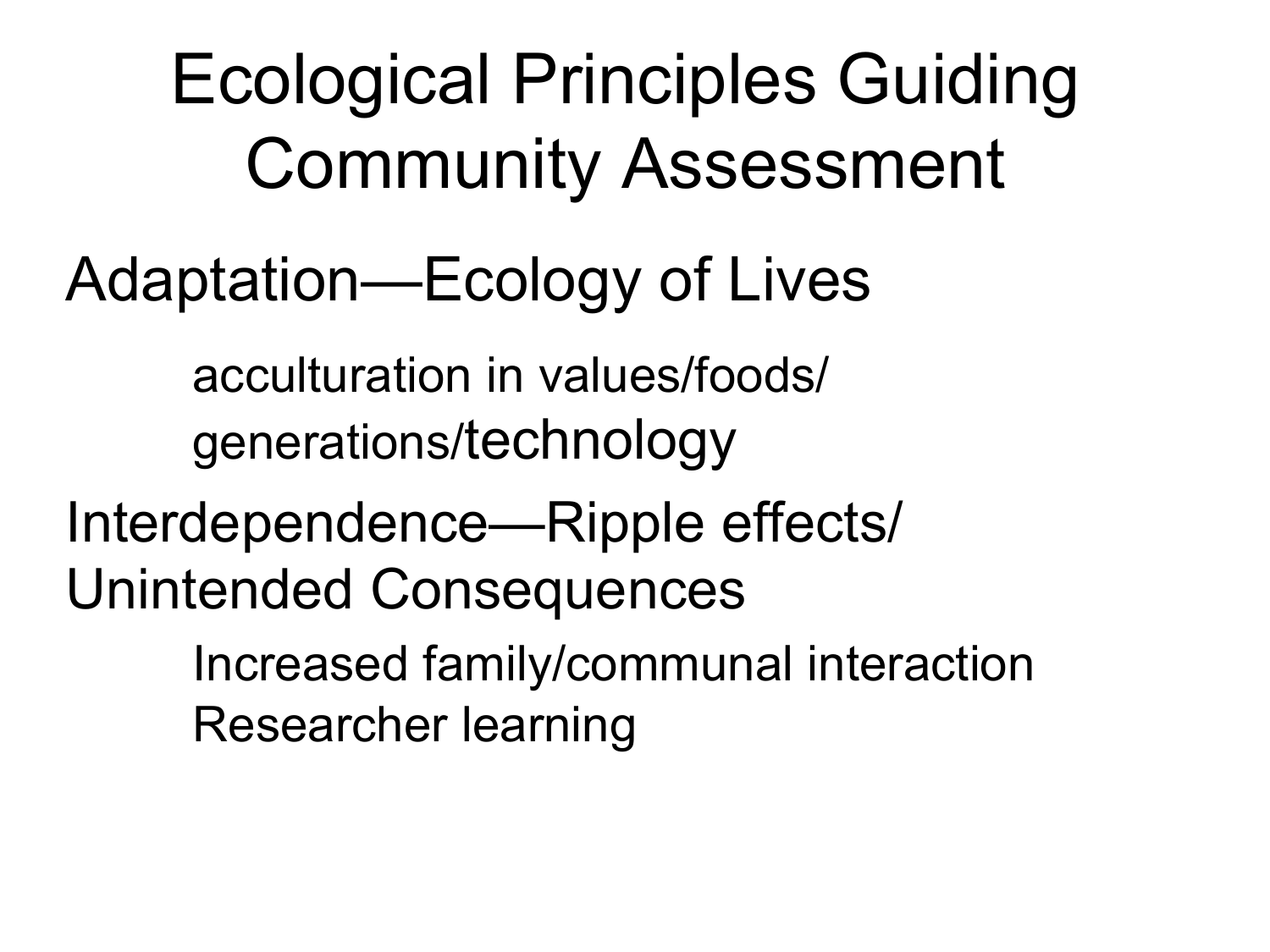# Ecological Principles Guiding Community Assessment

Adaptation—Ecology of Lives

- acculturation in values/foods/ generations/technology

Interdependence—Ripple effects/ Unintended Consequences

- Increased family/communal interaction
- Researcher learning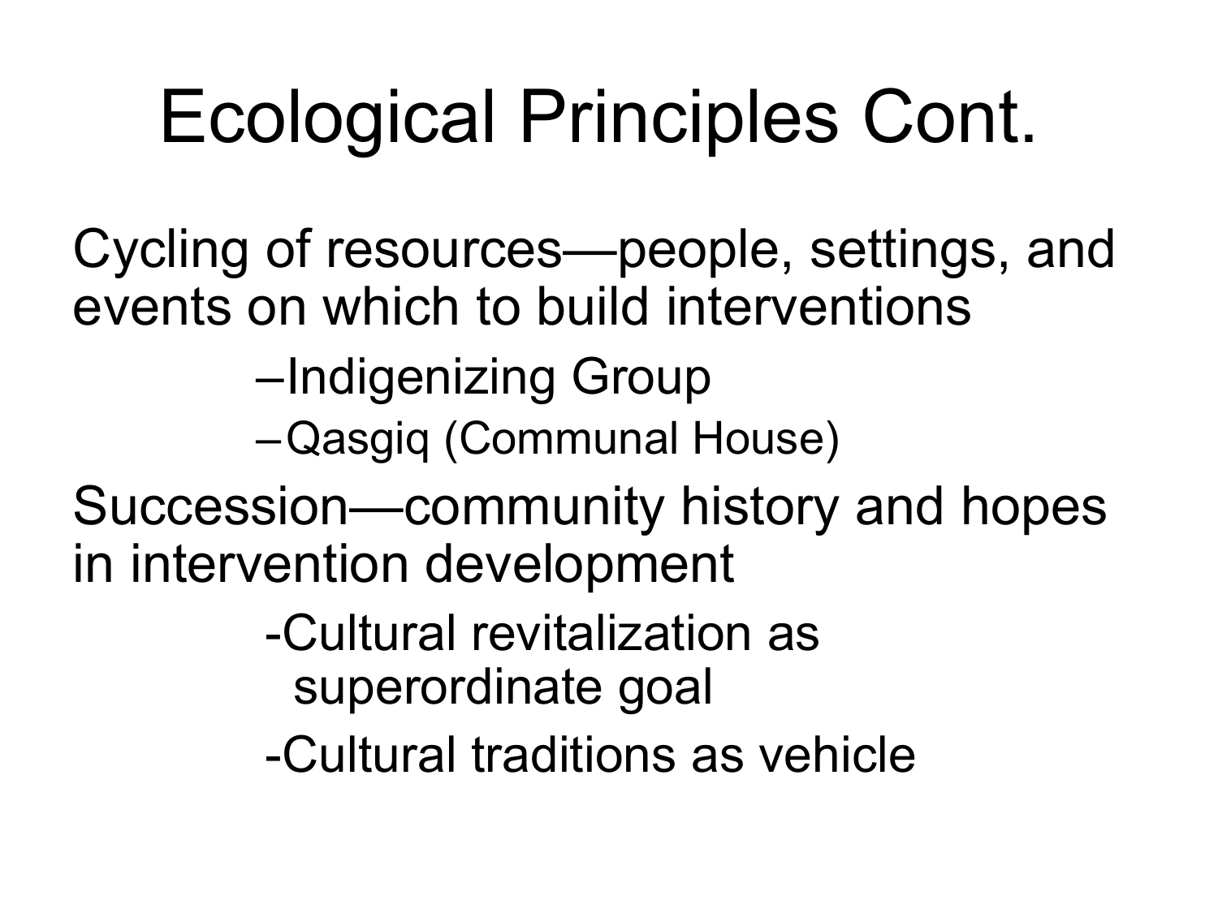# Ecological Principles Cont.

Cycling of resources—people, settings, and events on which to build interventions

- Indigenizing Group
- Qasgiq (Communal House)

Succession—community history and hopes in intervention development

- Cultural revitalization as superordinate goal
- Cultural traditions as vehicle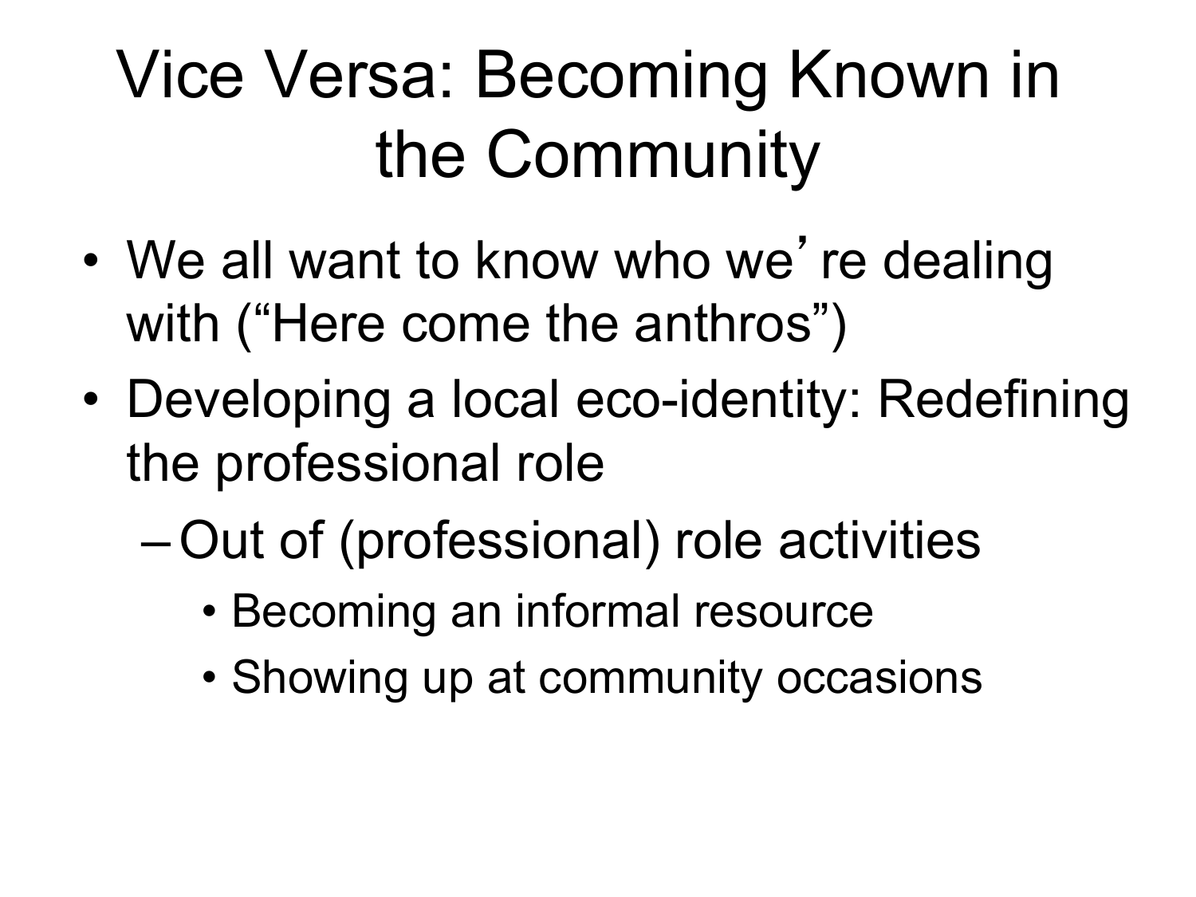# Vice Versa: Becoming Known in the Community

- We all want to know who we’re dealing with (“Here come the anthros”)
- Developing a local eco-identity: Redefining the professional role
  - Out of (professional) role activities
    - Becoming an informal resource
    - Showing up at community occasions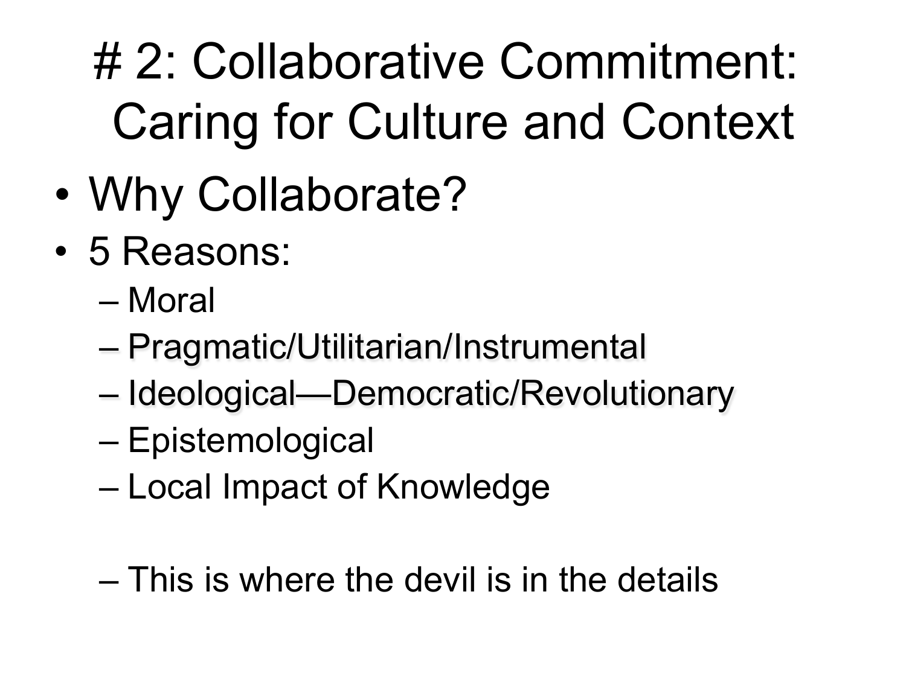# # 2: Collaborative Commitment: Caring for Culture and Context

- Why Collaborate?
- 5 Reasons:
  - Moral
  - Pragmatic/Utilitarian/Instrumental
  - Ideological—Democratic/Revolutionary
  - Epistemological
  - Local Impact of Knowledge

  - This is where the devil is in the details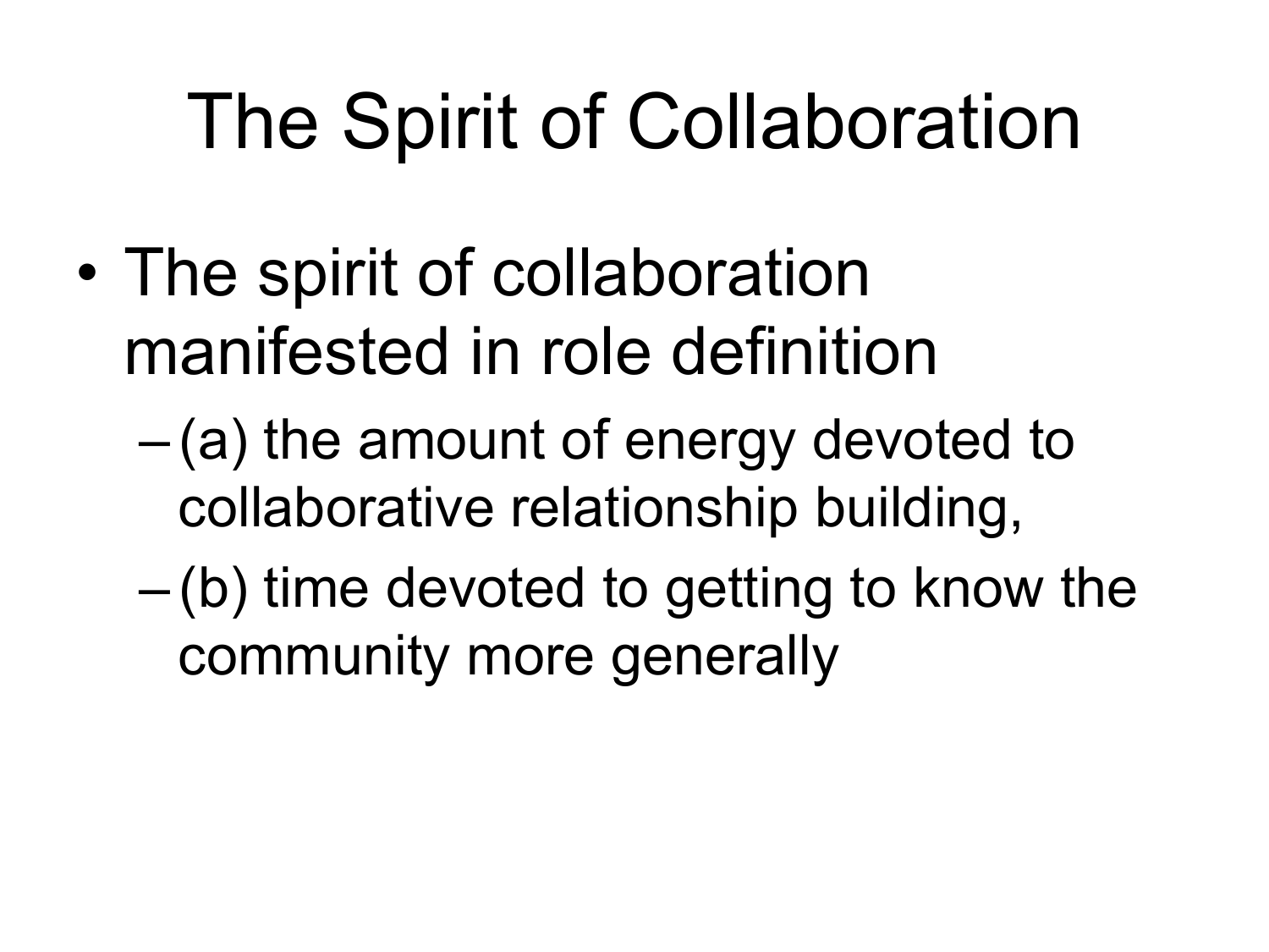# The Spirit of Collaboration

- The spirit of collaboration manifested in role definition
  - (a) the amount of energy devoted to collaborative relationship building,
  - (b) time devoted to getting to know the community more generally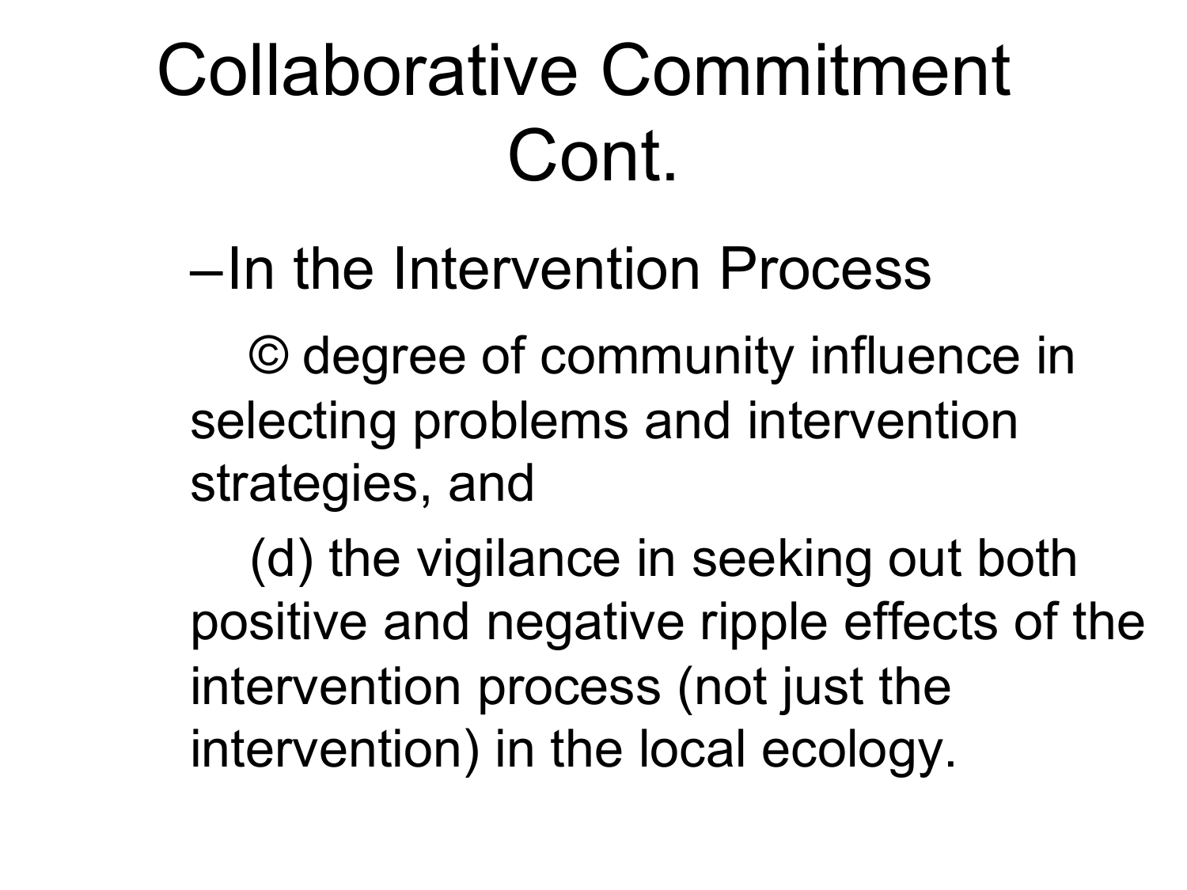# Collaborative Commitment Cont.

- In the Intervention Process

  © degree of community influence in selecting problems and intervention strategies, and

  (d) the vigilance in seeking out both positive and negative ripple effects of the intervention process (not just the intervention) in the local ecology.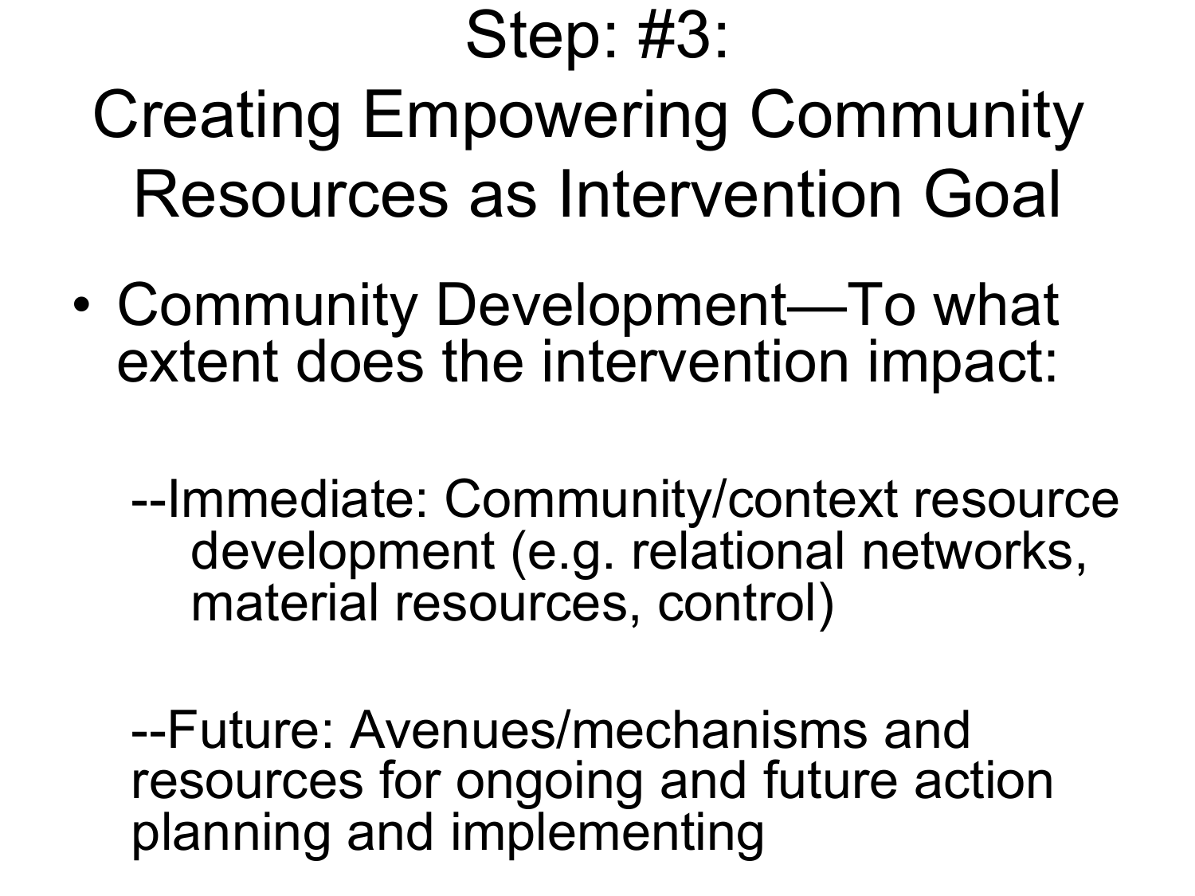# Step: #3:
# Creating Empowering Community Resources as Intervention Goal

- Community Development—To what extent does the intervention impact:

  --Immediate: Community/context resource development (e.g. relational networks, material resources, control)

  --Future: Avenues/mechanisms and resources for ongoing and future action planning and implementing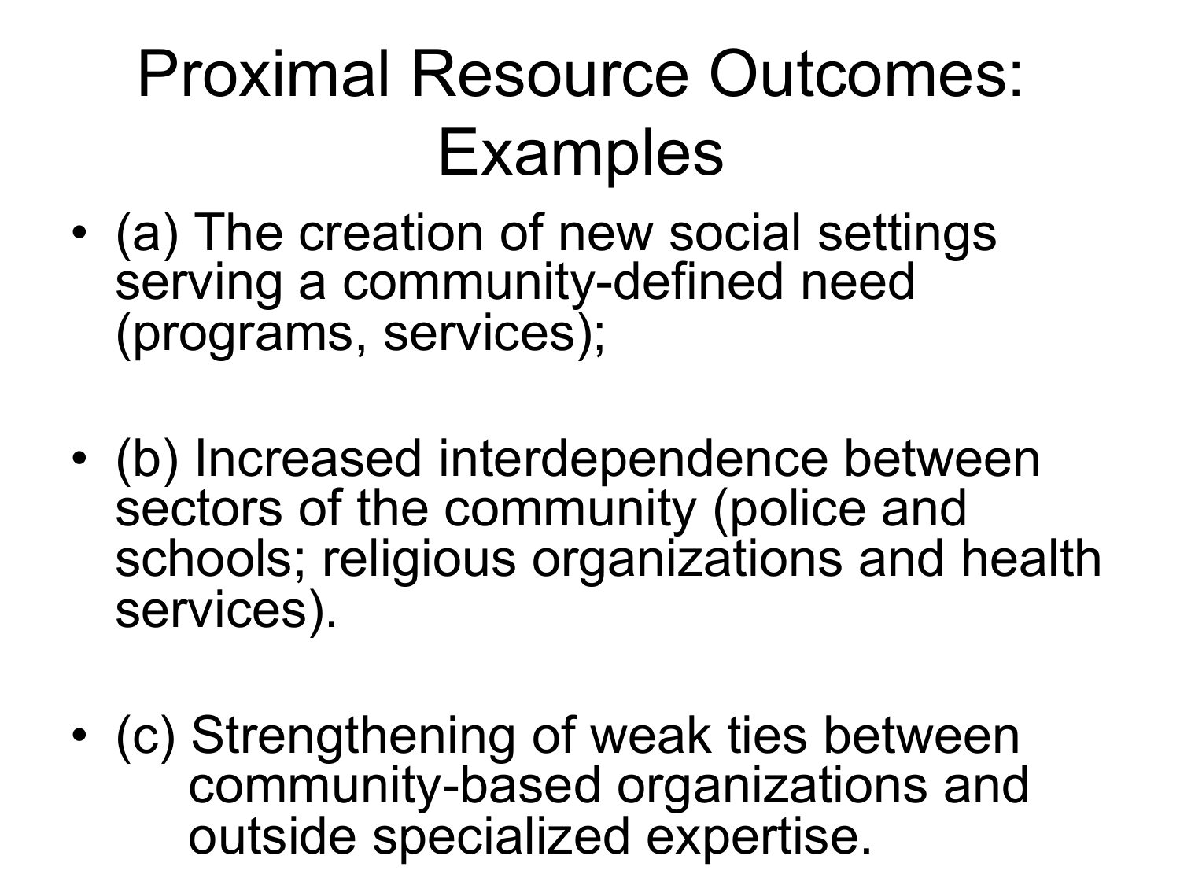# Proximal Resource Outcomes: Examples

- (a) The creation of new social settings serving a community-defined need (programs, services);
- (b) Increased interdependence between sectors of the community (police and schools; religious organizations and health services).
- (c) Strengthening of weak ties between community-based organizations and outside specialized expertise.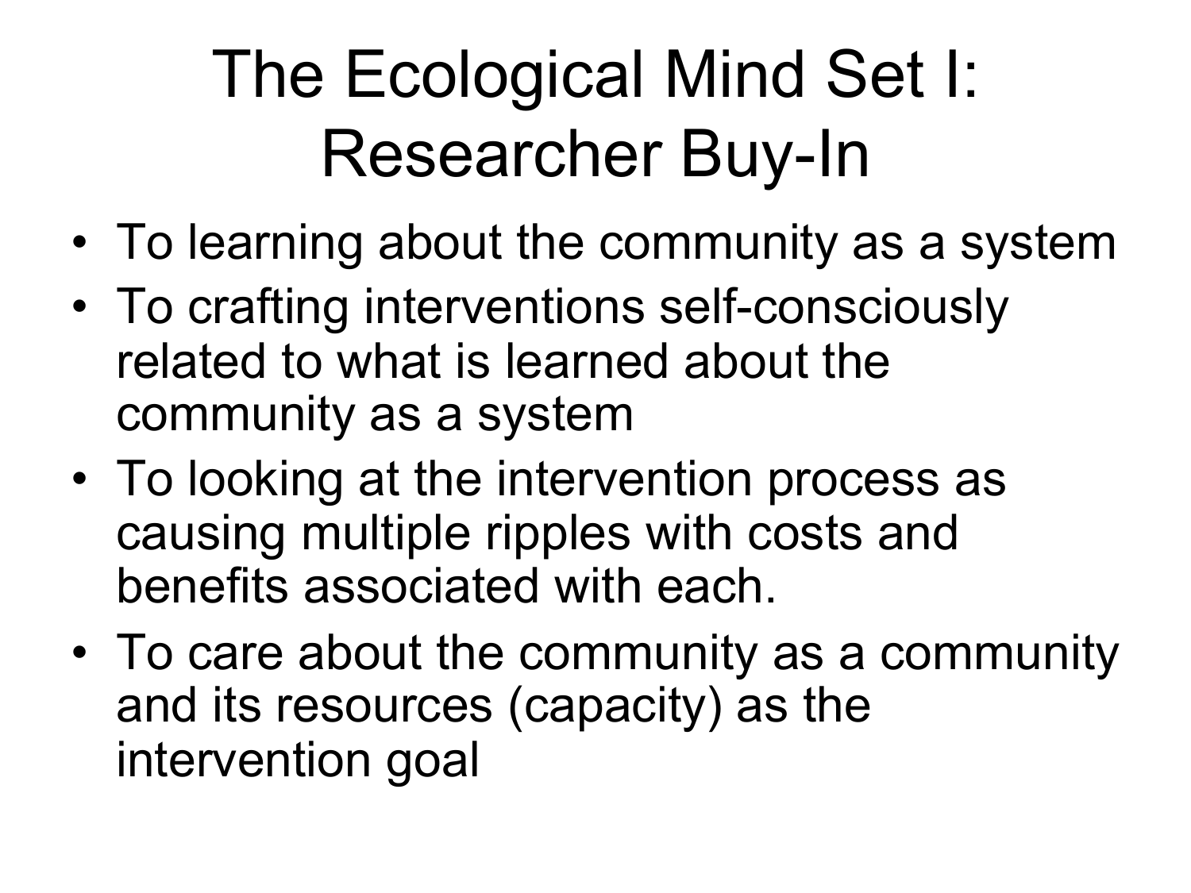# The Ecological Mind Set I: Researcher Buy-In

- To learning about the community as a system
- To crafting interventions self-consciously related to what is learned about the community as a system
- To looking at the intervention process as causing multiple ripples with costs and benefits associated with each.
- To care about the community as a community and its resources (capacity) as the intervention goal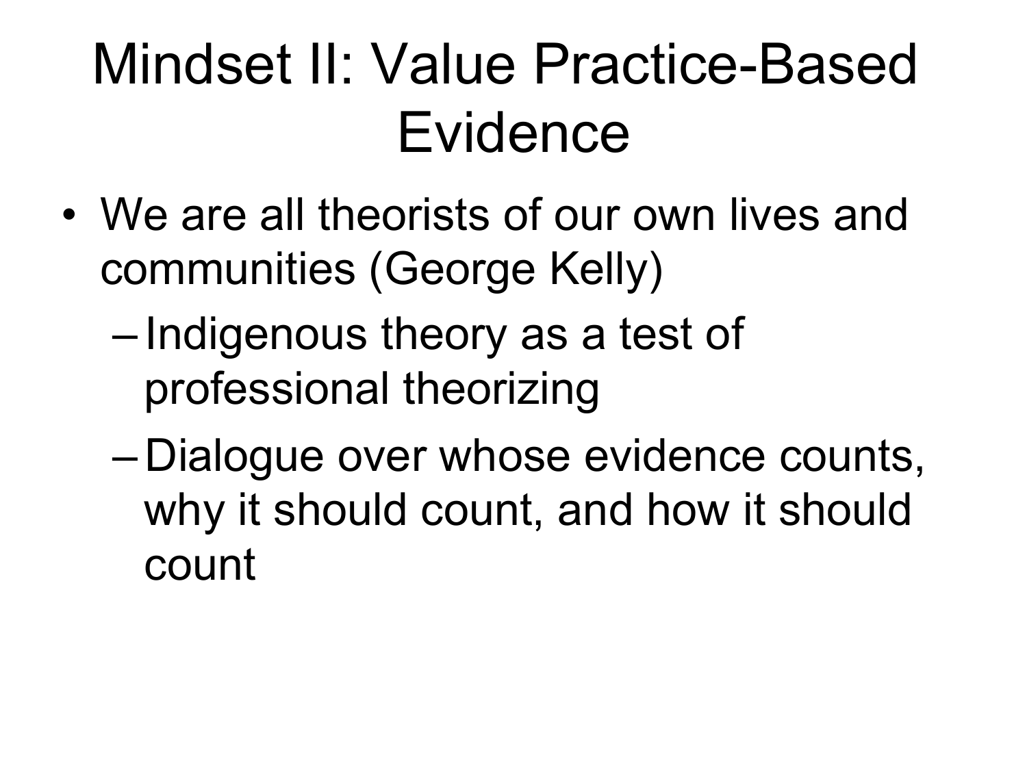# Mindset II: Value Practice-Based Evidence

- We are all theorists of our own lives and communities (George Kelly)
  - Indigenous theory as a test of professional theorizing
  - Dialogue over whose evidence counts, why it should count, and how it should count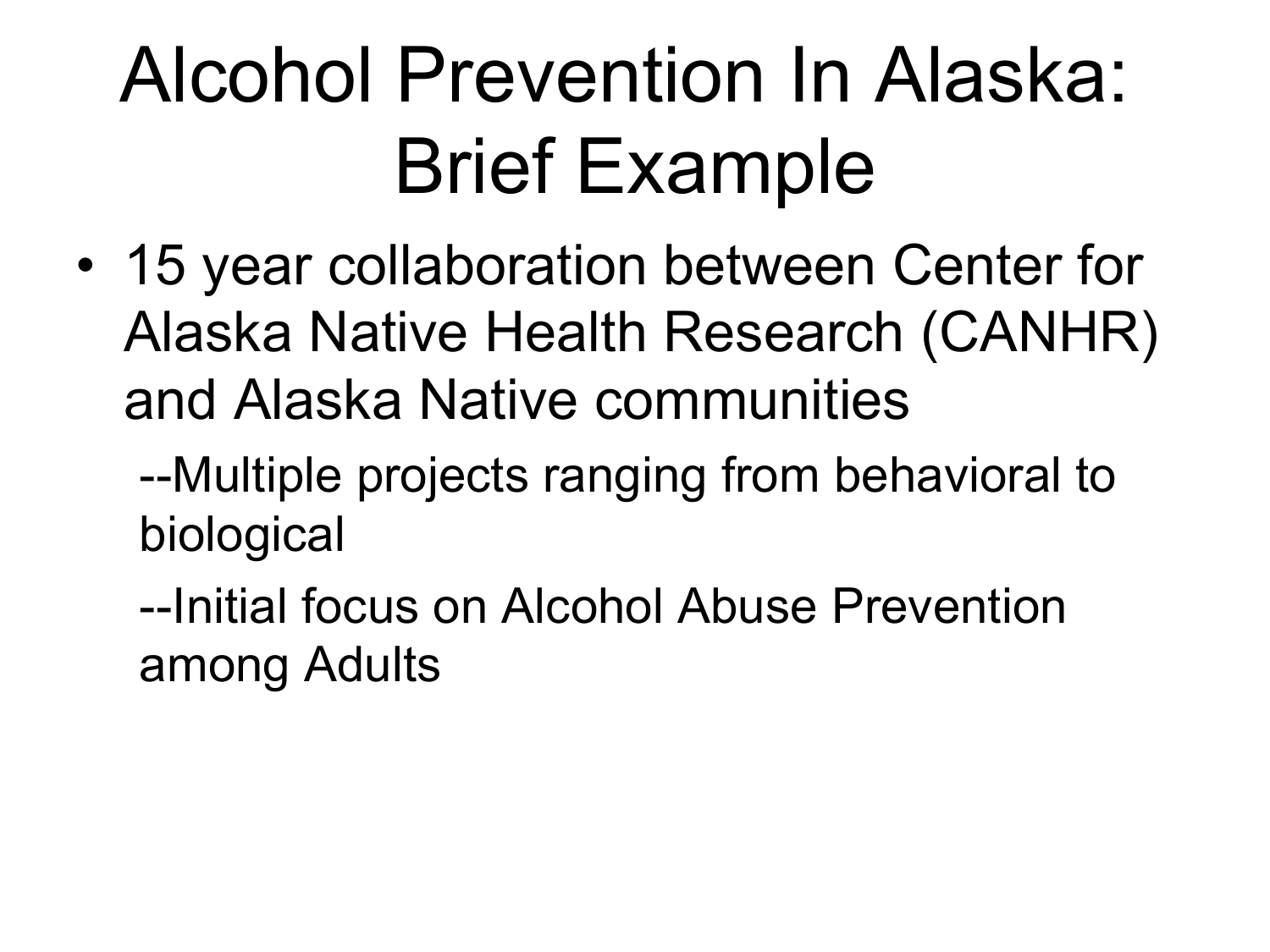# Alcohol Prevention In Alaska: Brief Example

- 15 year collaboration between Center for Alaska Native Health Research (CANHR) and Alaska Native communities
  - --Multiple projects ranging from behavioral to biological
  - --Initial focus on Alcohol Abuse Prevention among Adults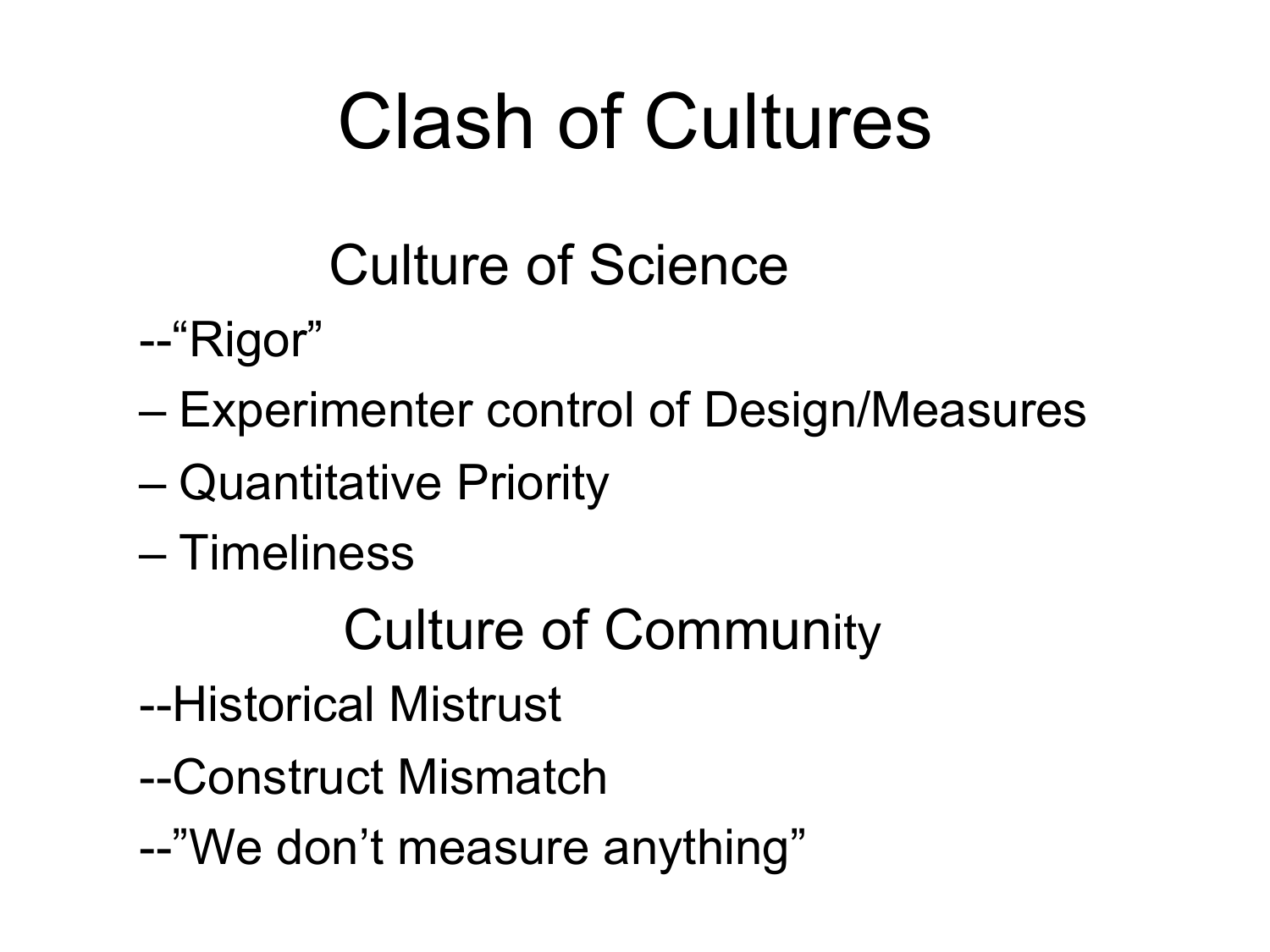# Clash of Cultures

## Culture of Science

--"Rigor"

– Experimenter control of Design/Measures

– Quantitative Priority

– Timeliness

## Culture of Community

--Historical Mistrust

--Construct Mismatch

--"We don't measure anything"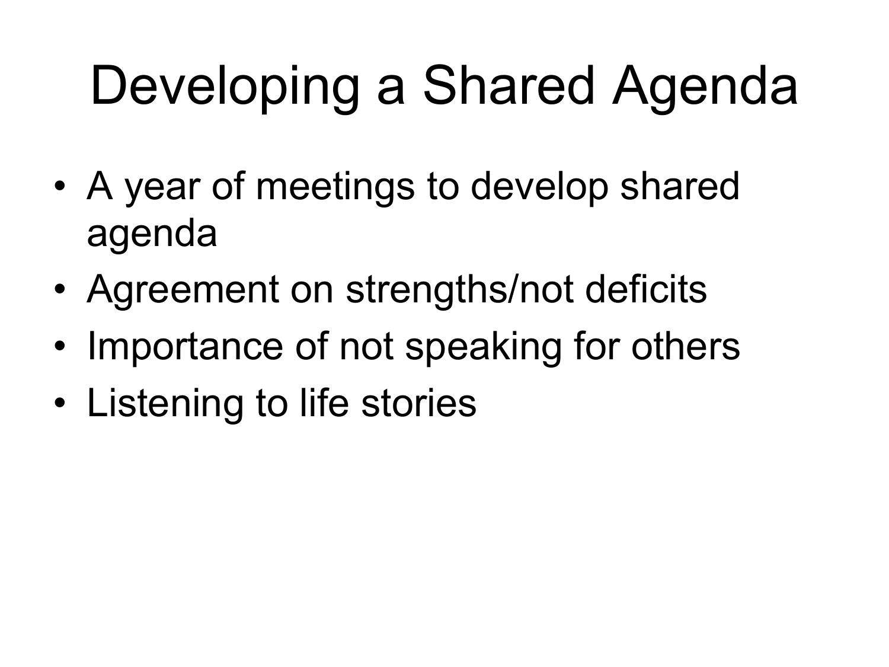# Developing a Shared Agenda

- A year of meetings to develop shared agenda
- Agreement on strengths/not deficits
- Importance of not speaking for others
- Listening to life stories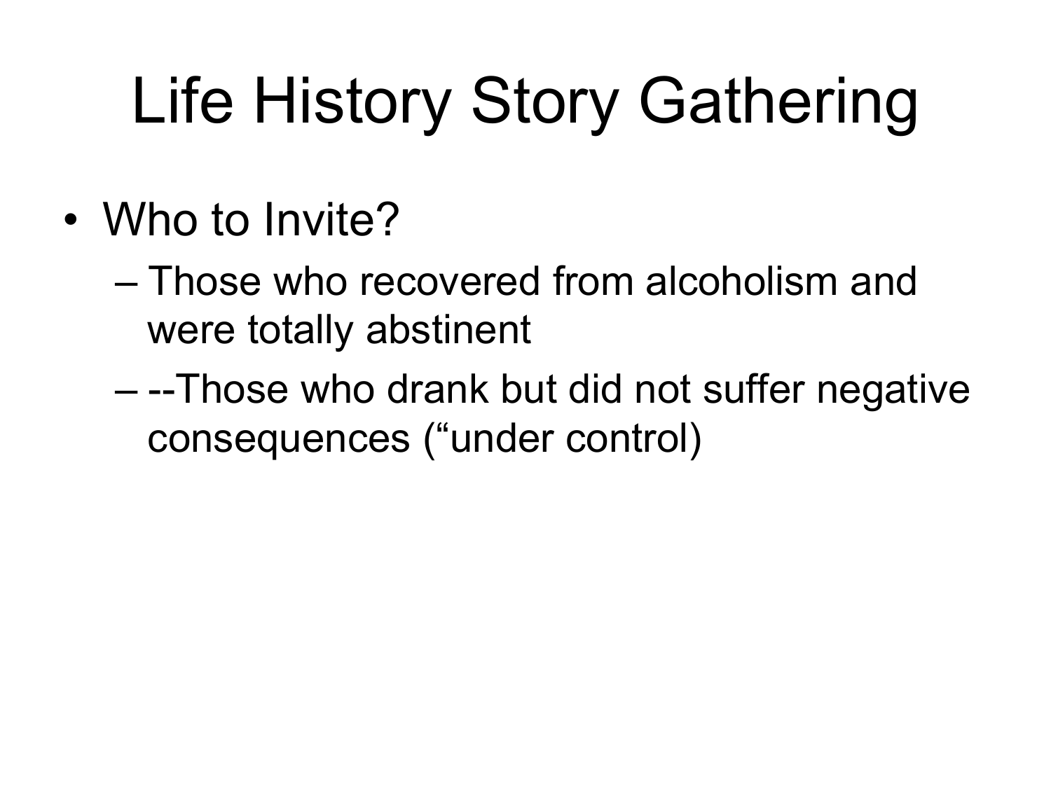# Life History Story Gathering

- Who to Invite?
  - Those who recovered from alcoholism and were totally abstinent
  - --Those who drank but did not suffer negative consequences (“under control)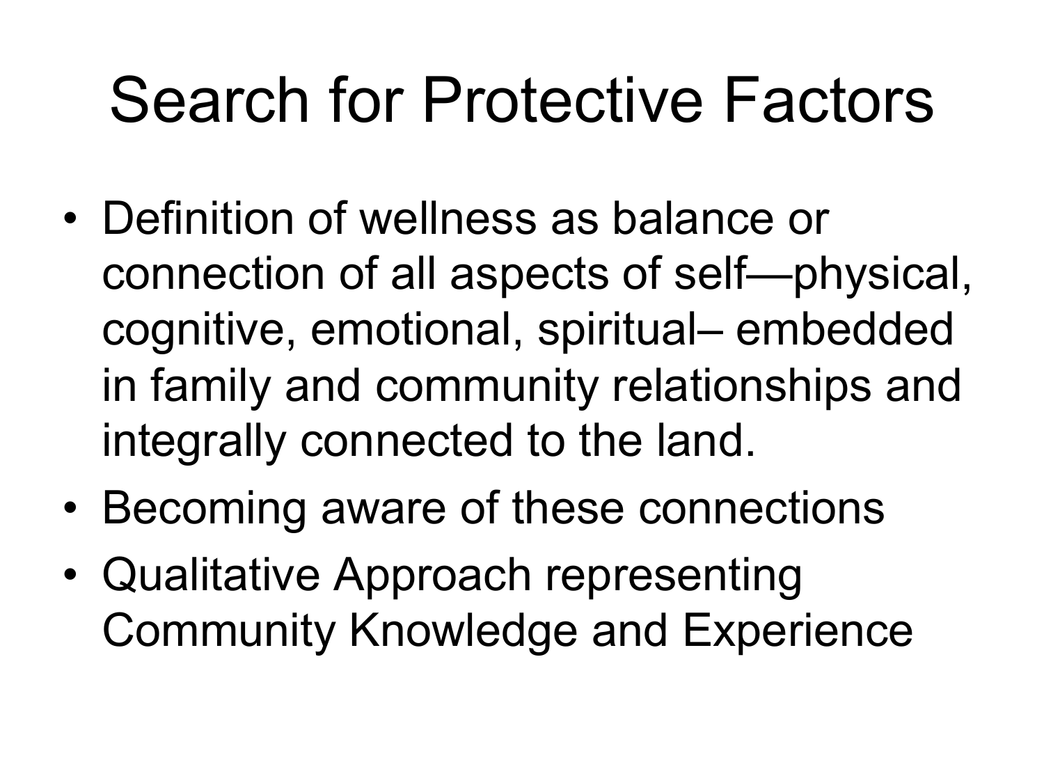# Search for Protective Factors

- Definition of wellness as balance or connection of all aspects of self—physical, cognitive, emotional, spiritual– embedded in family and community relationships and integrally connected to the land.
- Becoming aware of these connections
- Qualitative Approach representing Community Knowledge and Experience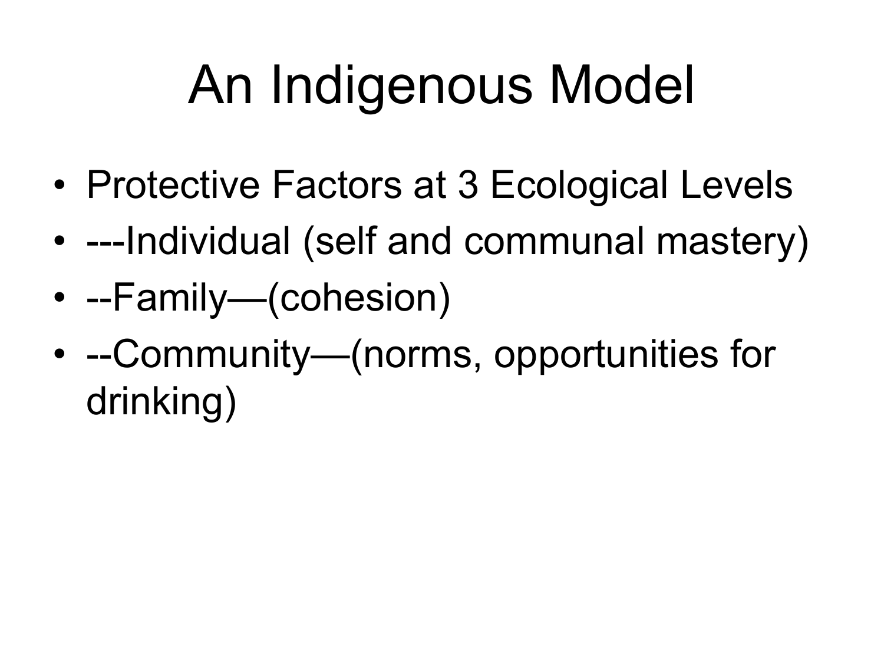# An Indigenous Model

- Protective Factors at 3 Ecological Levels
- ---Individual (self and communal mastery)
- --Family—(cohesion)
- --Community—(norms, opportunities for drinking)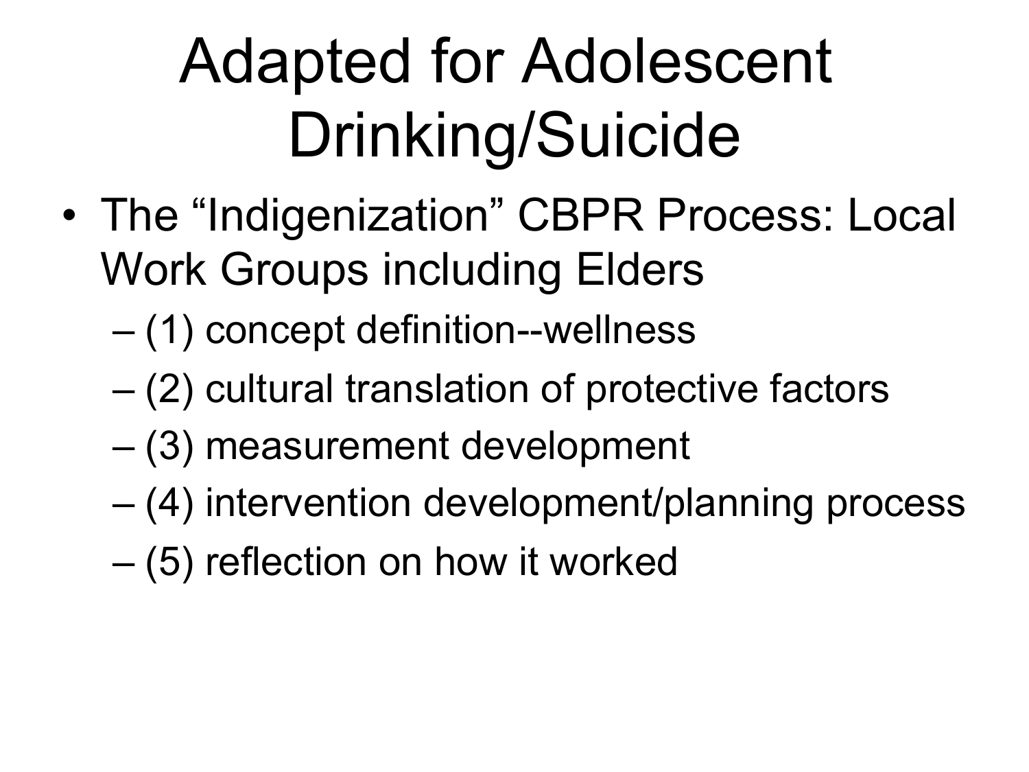# Adapted for Adolescent Drinking/Suicide

- The “Indigenization” CBPR Process: Local Work Groups including Elders
  - (1) concept definition--wellness
  - (2) cultural translation of protective factors
  - (3) measurement development
  - (4) intervention development/planning process
  - (5) reflection on how it worked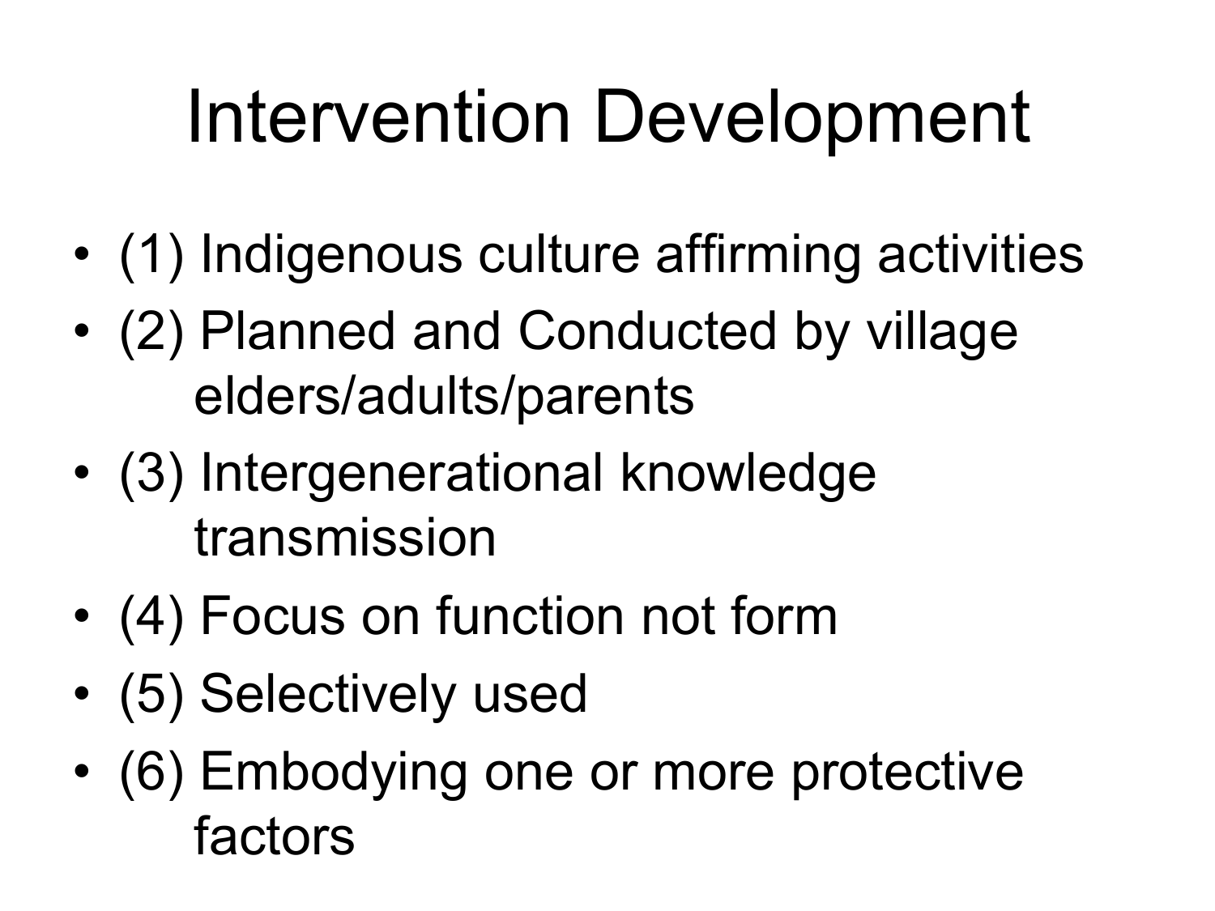# Intervention Development

- (1) Indigenous culture affirming activities
- (2) Planned and Conducted by village elders/adults/parents
- (3) Intergenerational knowledge transmission
- (4) Focus on function not form
- (5) Selectively used
- (6) Embodying one or more protective factors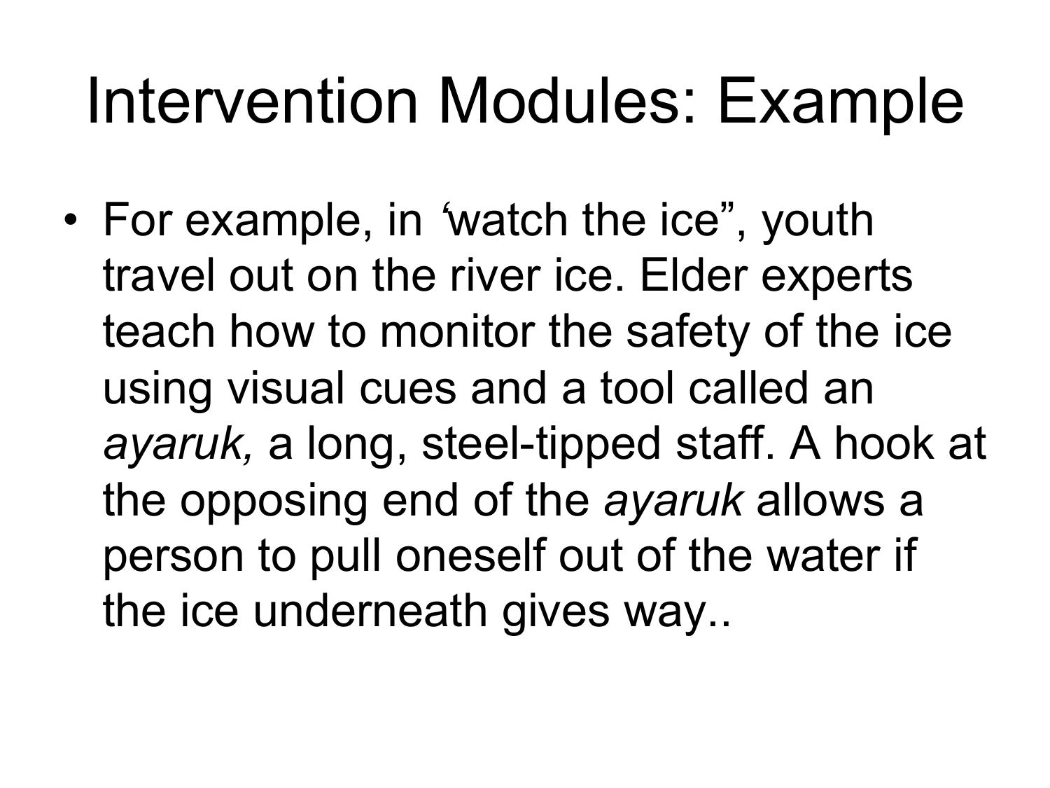# Intervention Modules: Example

- For example, in ‘watch the ice”, youth travel out on the river ice. Elder experts teach how to monitor the safety of the ice using visual cues and a tool called an *ayaruk,* a long, steel-tipped staff. A hook at the opposing end of the *ayaruk* allows a person to pull oneself out of the water if the ice underneath gives way..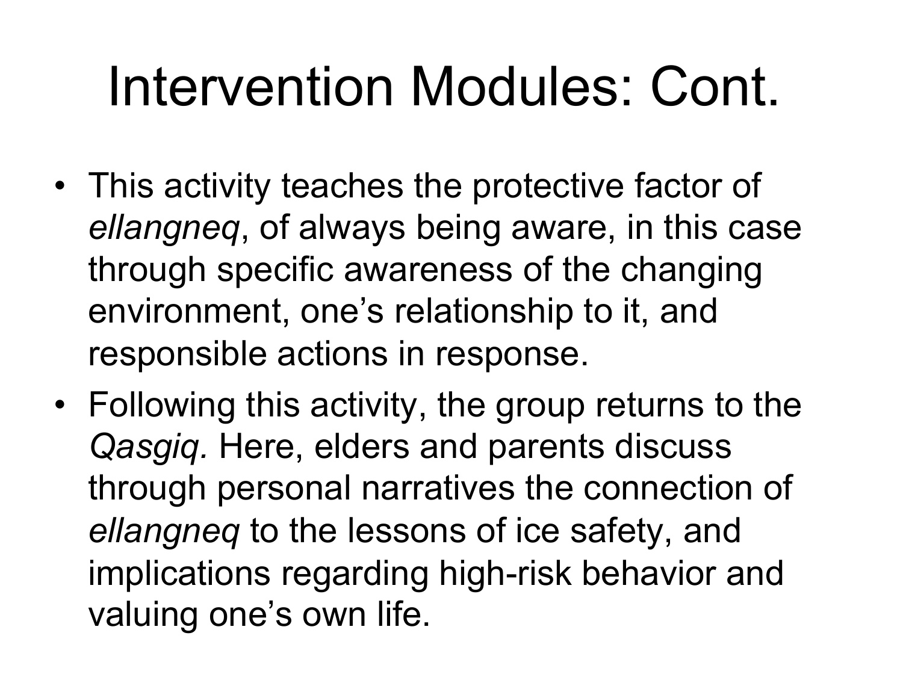# Intervention Modules: Cont.

- This activity teaches the protective factor of *ellangneq*, of always being aware, in this case through specific awareness of the changing environment, one's relationship to it, and responsible actions in response.
- Following this activity, the group returns to the *Qasgiq.* Here, elders and parents discuss through personal narratives the connection of *ellangneq* to the lessons of ice safety, and implications regarding high-risk behavior and valuing one's own life.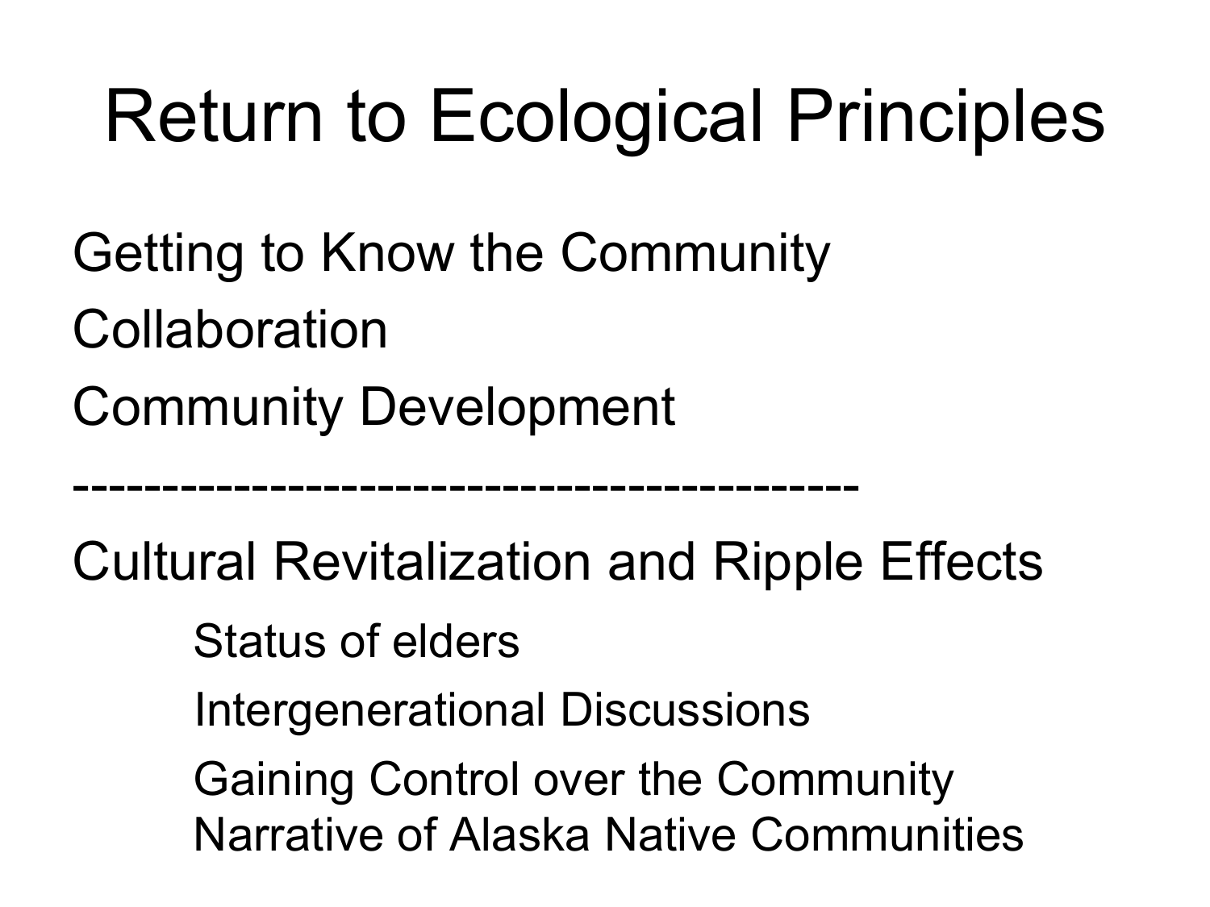# Return to Ecological Principles

Getting to Know the Community

Collaboration

Community Development

------------------------------------------

Cultural Revitalization and Ripple Effects

- Status of elders
- Intergenerational Discussions
- Gaining Control over the Community Narrative of Alaska Native Communities